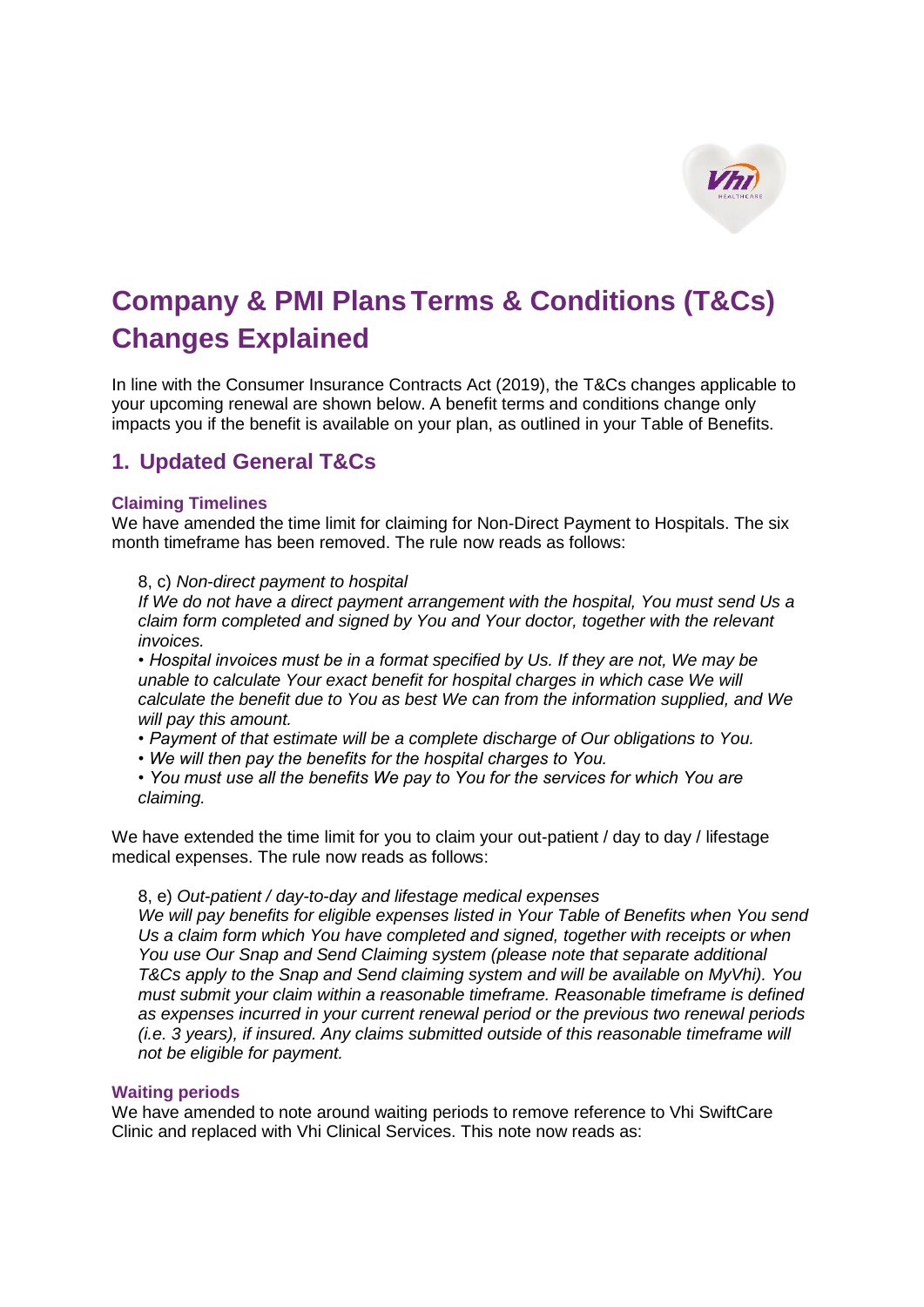# Company & PMI Plans Terms & Conditions (T&Cs) Changes Explained

In line with the Consumer Insurance Contracts Act (2019), the T&Cs changes applicable to your upcoming renewal are shown below. A benefit terms and conditions change only impacts you if the benefit is available on your plan, as outlined in your Table of Benefits.

## 1. Updated General T&Cs

### Claiming Timelines

We have amended the time limit for claiming for Non-Direct Payment to Hospitals. The six month timeframe has been removed. The rule now reads as follows:

> 8, c) *Non-direct payment to hospital*
>
> *If We do not have a direct payment arrangement with the hospital, You must send Us a claim form completed and signed by You and Your doctor, together with the relevant invoices.*
>
> *• Hospital invoices must be in a format specified by Us. If they are not, We may be unable to calculate Your exact benefit for hospital charges in which case We will calculate the benefit due to You as best We can from the information supplied, and We will pay this amount.*
>
> *• Payment of that estimate will be a complete discharge of Our obligations to You.*
>
> *• We will then pay the benefits for the hospital charges to You.*
>
> *• You must use all the benefits We pay to You for the services for which You are claiming.*

We have extended the time limit for you to claim your out-patient / day to day / lifestage medical expenses. The rule now reads as follows:

> 8, e) *Out-patient / day-to-day and lifestage medical expenses*
>
> *We will pay benefits for eligible expenses listed in Your Table of Benefits when You send Us a claim form which You have completed and signed, together with receipts or when You use Our Snap and Send Claiming system (please note that separate additional T&Cs apply to the Snap and Send claiming system and will be available on MyVhi). You must submit your claim within a reasonable timeframe. Reasonable timeframe is defined as expenses incurred in your current renewal period or the previous two renewal periods (i.e. 3 years), if insured. Any claims submitted outside of this reasonable timeframe will not be eligible for payment.*

### Waiting periods

We have amended to note around waiting periods to remove reference to Vhi SwiftCare Clinic and replaced with Vhi Clinical Services. This note now reads as: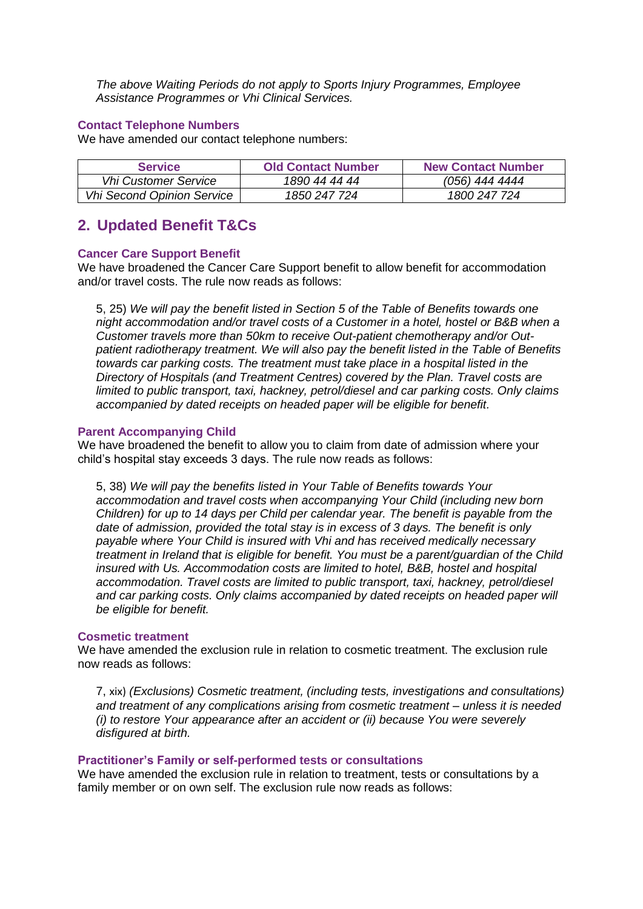*The above Waiting Periods do not apply to Sports Injury Programmes, Employee Assistance Programmes or Vhi Clinical Services.*

### Contact Telephone Numbers

We have amended our contact telephone numbers:

| Service | Old Contact Number | New Contact Number |
|---|---|---|
| *Vhi Customer Service* | *1890 44 44 44* | *(056) 444 4444* |
| *Vhi Second Opinion Service* | *1850 247 724* | *1800 247 724* |

## 2. Updated Benefit T&Cs

### Cancer Care Support Benefit

We have broadened the Cancer Care Support benefit to allow benefit for accommodation and/or travel costs. The rule now reads as follows:

5, 25) *We will pay the benefit listed in Section 5 of the Table of Benefits towards one night accommodation and/or travel costs of a Customer in a hotel, hostel or B&B when a Customer travels more than 50km to receive Out-patient chemotherapy and/or Out-patient radiotherapy treatment. We will also pay the benefit listed in the Table of Benefits towards car parking costs. The treatment must take place in a hospital listed in the Directory of Hospitals (and Treatment Centres) covered by the Plan. Travel costs are limited to public transport, taxi, hackney, petrol/diesel and car parking costs. Only claims accompanied by dated receipts on headed paper will be eligible for benefit.*

### Parent Accompanying Child

We have broadened the benefit to allow you to claim from date of admission where your child's hospital stay exceeds 3 days. The rule now reads as follows:

5, 38) *We will pay the benefits listed in Your Table of Benefits towards Your accommodation and travel costs when accompanying Your Child (including new born Children) for up to 14 days per Child per calendar year. The benefit is payable from the date of admission, provided the total stay is in excess of 3 days. The benefit is only payable where Your Child is insured with Vhi and has received medically necessary treatment in Ireland that is eligible for benefit. You must be a parent/guardian of the Child insured with Us. Accommodation costs are limited to hotel, B&B, hostel and hospital accommodation. Travel costs are limited to public transport, taxi, hackney, petrol/diesel and car parking costs. Only claims accompanied by dated receipts on headed paper will be eligible for benefit.*

### Cosmetic treatment

We have amended the exclusion rule in relation to cosmetic treatment. The exclusion rule now reads as follows:

7, xix) *(Exclusions) Cosmetic treatment, (including tests, investigations and consultations) and treatment of any complications arising from cosmetic treatment – unless it is needed (i) to restore Your appearance after an accident or (ii) because You were severely disfigured at birth.*

### Practitioner's Family or self-performed tests or consultations

We have amended the exclusion rule in relation to treatment, tests or consultations by a family member or on own self. The exclusion rule now reads as follows: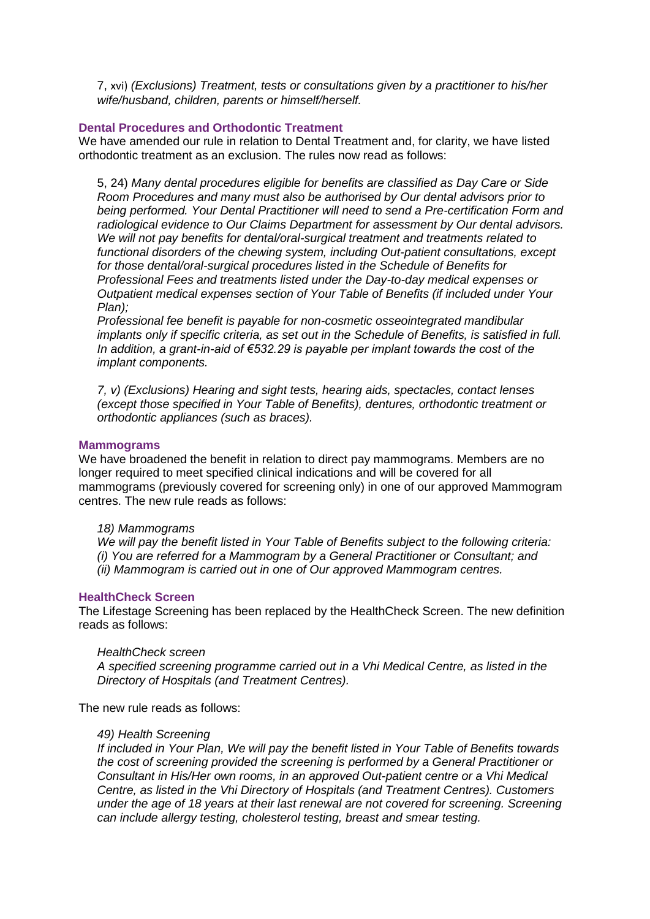7, xvi) *(Exclusions) Treatment, tests or consultations given by a practitioner to his/her wife/husband, children, parents or himself/herself.*

### Dental Procedures and Orthodontic Treatment

We have amended our rule in relation to Dental Treatment and, for clarity, we have listed orthodontic treatment as an exclusion. The rules now read as follows:

5, 24) *Many dental procedures eligible for benefits are classified as Day Care or Side Room Procedures and many must also be authorised by Our dental advisors prior to being performed. Your Dental Practitioner will need to send a Pre-certification Form and radiological evidence to Our Claims Department for assessment by Our dental advisors. We will not pay benefits for dental/oral-surgical treatment and treatments related to functional disorders of the chewing system, including Out-patient consultations, except for those dental/oral-surgical procedures listed in the Schedule of Benefits for Professional Fees and treatments listed under the Day-to-day medical expenses or Outpatient medical expenses section of Your Table of Benefits (if included under Your Plan);*

*Professional fee benefit is payable for non-cosmetic osseointegrated mandibular implants only if specific criteria, as set out in the Schedule of Benefits, is satisfied in full. In addition, a grant-in-aid of €532.29 is payable per implant towards the cost of the implant components.*

*7, v) (Exclusions) Hearing and sight tests, hearing aids, spectacles, contact lenses (except those specified in Your Table of Benefits), dentures, orthodontic treatment or orthodontic appliances (such as braces).*

### Mammograms

We have broadened the benefit in relation to direct pay mammograms. Members are no longer required to meet specified clinical indications and will be covered for all mammograms (previously covered for screening only) in one of our approved Mammogram centres. The new rule reads as follows:

*18) Mammograms*
*We will pay the benefit listed in Your Table of Benefits subject to the following criteria:*
*(i) You are referred for a Mammogram by a General Practitioner or Consultant; and*
*(ii) Mammogram is carried out in one of Our approved Mammogram centres.*

### HealthCheck Screen

The Lifestage Screening has been replaced by the HealthCheck Screen. The new definition reads as follows:

*HealthCheck screen*
*A specified screening programme carried out in a Vhi Medical Centre, as listed in the Directory of Hospitals (and Treatment Centres).*

The new rule reads as follows:

*49) Health Screening*
*If included in Your Plan, We will pay the benefit listed in Your Table of Benefits towards the cost of screening provided the screening is performed by a General Practitioner or Consultant in His/Her own rooms, in an approved Out-patient centre or a Vhi Medical Centre, as listed in the Vhi Directory of Hospitals (and Treatment Centres). Customers under the age of 18 years at their last renewal are not covered for screening. Screening can include allergy testing, cholesterol testing, breast and smear testing.*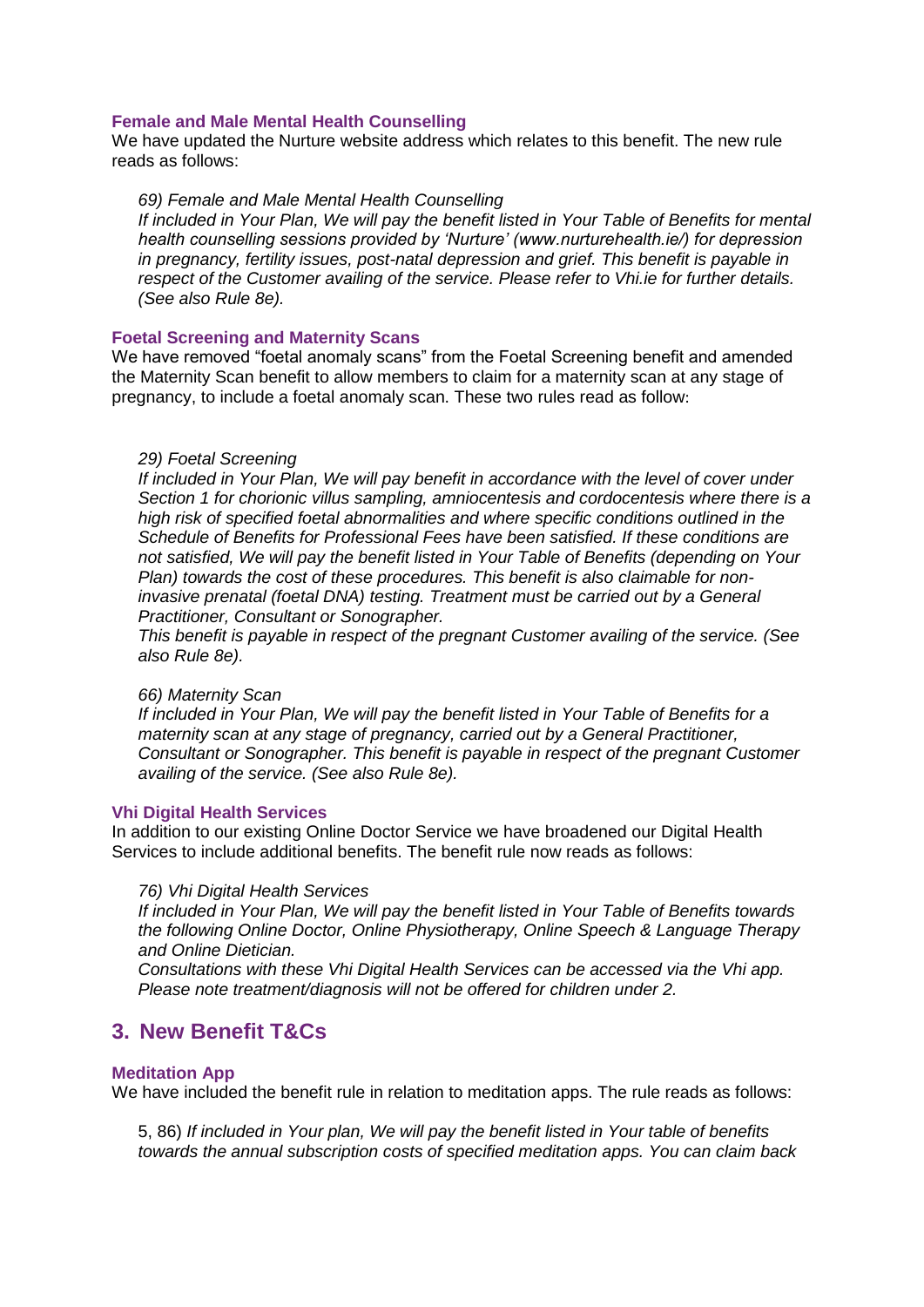### Female and Male Mental Health Counselling

We have updated the Nurture website address which relates to this benefit. The new rule reads as follows:

> *69) Female and Male Mental Health Counselling*
> *If included in Your Plan, We will pay the benefit listed in Your Table of Benefits for mental health counselling sessions provided by 'Nurture' (www.nurturehealth.ie/) for depression in pregnancy, fertility issues, post-natal depression and grief. This benefit is payable in respect of the Customer availing of the service. Please refer to Vhi.ie for further details. (See also Rule 8e).*

### Foetal Screening and Maternity Scans

We have removed "foetal anomaly scans" from the Foetal Screening benefit and amended the Maternity Scan benefit to allow members to claim for a maternity scan at any stage of pregnancy, to include a foetal anomaly scan. These two rules read as follow:

> *29) Foetal Screening*
> *If included in Your Plan, We will pay benefit in accordance with the level of cover under Section 1 for chorionic villus sampling, amniocentesis and cordocentesis where there is a high risk of specified foetal abnormalities and where specific conditions outlined in the Schedule of Benefits for Professional Fees have been satisfied. If these conditions are not satisfied, We will pay the benefit listed in Your Table of Benefits (depending on Your Plan) towards the cost of these procedures. This benefit is also claimable for non-invasive prenatal (foetal DNA) testing. Treatment must be carried out by a General Practitioner, Consultant or Sonographer.*
> *This benefit is payable in respect of the pregnant Customer availing of the service. (See also Rule 8e).*

> *66) Maternity Scan*
> *If included in Your Plan, We will pay the benefit listed in Your Table of Benefits for a maternity scan at any stage of pregnancy, carried out by a General Practitioner, Consultant or Sonographer. This benefit is payable in respect of the pregnant Customer availing of the service. (See also Rule 8e).*

### Vhi Digital Health Services

In addition to our existing Online Doctor Service we have broadened our Digital Health Services to include additional benefits. The benefit rule now reads as follows:

> *76) Vhi Digital Health Services*
> *If included in Your Plan, We will pay the benefit listed in Your Table of Benefits towards the following Online Doctor, Online Physiotherapy, Online Speech & Language Therapy and Online Dietician.*
> *Consultations with these Vhi Digital Health Services can be accessed via the Vhi app. Please note treatment/diagnosis will not be offered for children under 2.*

## 3. New Benefit T&Cs

### Meditation App

We have included the benefit rule in relation to meditation apps. The rule reads as follows:

> 5, 86) *If included in Your plan, We will pay the benefit listed in Your table of benefits towards the annual subscription costs of specified meditation apps. You can claim back*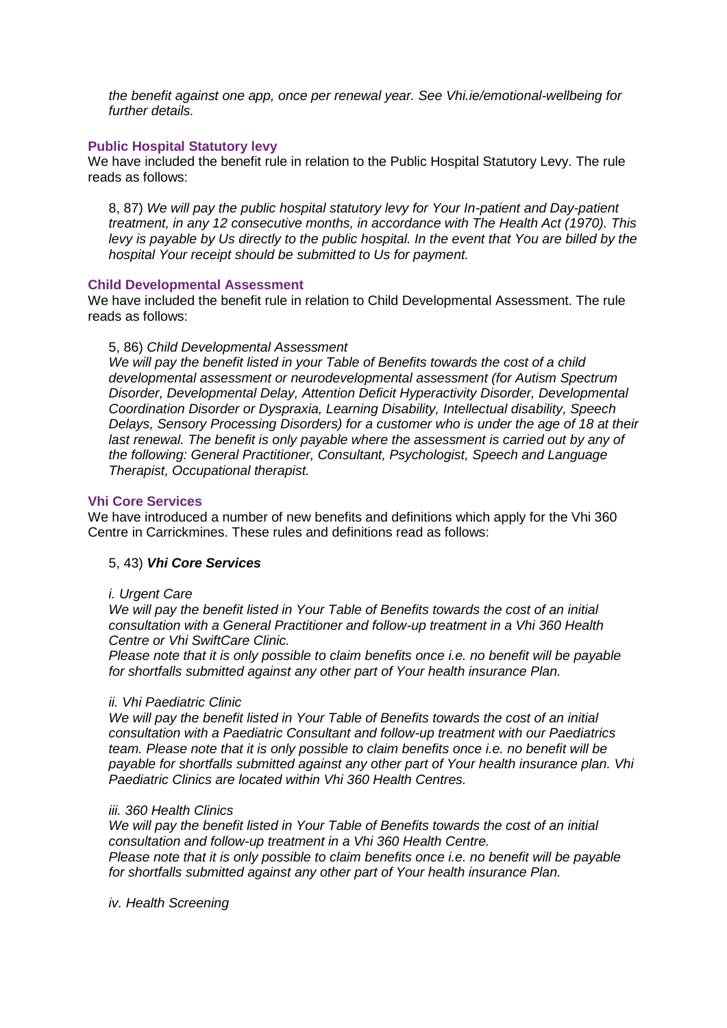*the benefit against one app, once per renewal year. See Vhi.ie/emotional-wellbeing for further details.*

### Public Hospital Statutory levy

We have included the benefit rule in relation to the Public Hospital Statutory Levy. The rule reads as follows:

> 8, 87) *We will pay the public hospital statutory levy for Your In-patient and Day-patient treatment, in any 12 consecutive months, in accordance with The Health Act (1970). This levy is payable by Us directly to the public hospital. In the event that You are billed by the hospital Your receipt should be submitted to Us for payment.*

### Child Developmental Assessment

We have included the benefit rule in relation to Child Developmental Assessment. The rule reads as follows:

> 5, 86) *Child Developmental Assessment*
> *We will pay the benefit listed in your Table of Benefits towards the cost of a child developmental assessment or neurodevelopmental assessment (for Autism Spectrum Disorder, Developmental Delay, Attention Deficit Hyperactivity Disorder, Developmental Coordination Disorder or Dyspraxia, Learning Disability, Intellectual disability, Speech Delays, Sensory Processing Disorders) for a customer who is under the age of 18 at their last renewal. The benefit is only payable where the assessment is carried out by any of the following: General Practitioner, Consultant, Psychologist, Speech and Language Therapist, Occupational therapist.*

### Vhi Core Services

We have introduced a number of new benefits and definitions which apply for the Vhi 360 Centre in Carrickmines. These rules and definitions read as follows:

> 5, 43) ***Vhi Core Services***
>
> *i. Urgent Care*
> *We will pay the benefit listed in Your Table of Benefits towards the cost of an initial consultation with a General Practitioner and follow-up treatment in a Vhi 360 Health Centre or Vhi SwiftCare Clinic.*
> *Please note that it is only possible to claim benefits once i.e. no benefit will be payable for shortfalls submitted against any other part of Your health insurance Plan.*
>
> *ii. Vhi Paediatric Clinic*
> *We will pay the benefit listed in Your Table of Benefits towards the cost of an initial consultation with a Paediatric Consultant and follow-up treatment with our Paediatrics team. Please note that it is only possible to claim benefits once i.e. no benefit will be payable for shortfalls submitted against any other part of Your health insurance plan. Vhi Paediatric Clinics are located within Vhi 360 Health Centres.*
>
> *iii. 360 Health Clinics*
> *We will pay the benefit listed in Your Table of Benefits towards the cost of an initial consultation and follow-up treatment in a Vhi 360 Health Centre.*
> *Please note that it is only possible to claim benefits once i.e. no benefit will be payable for shortfalls submitted against any other part of Your health insurance Plan.*
>
> *iv. Health Screening*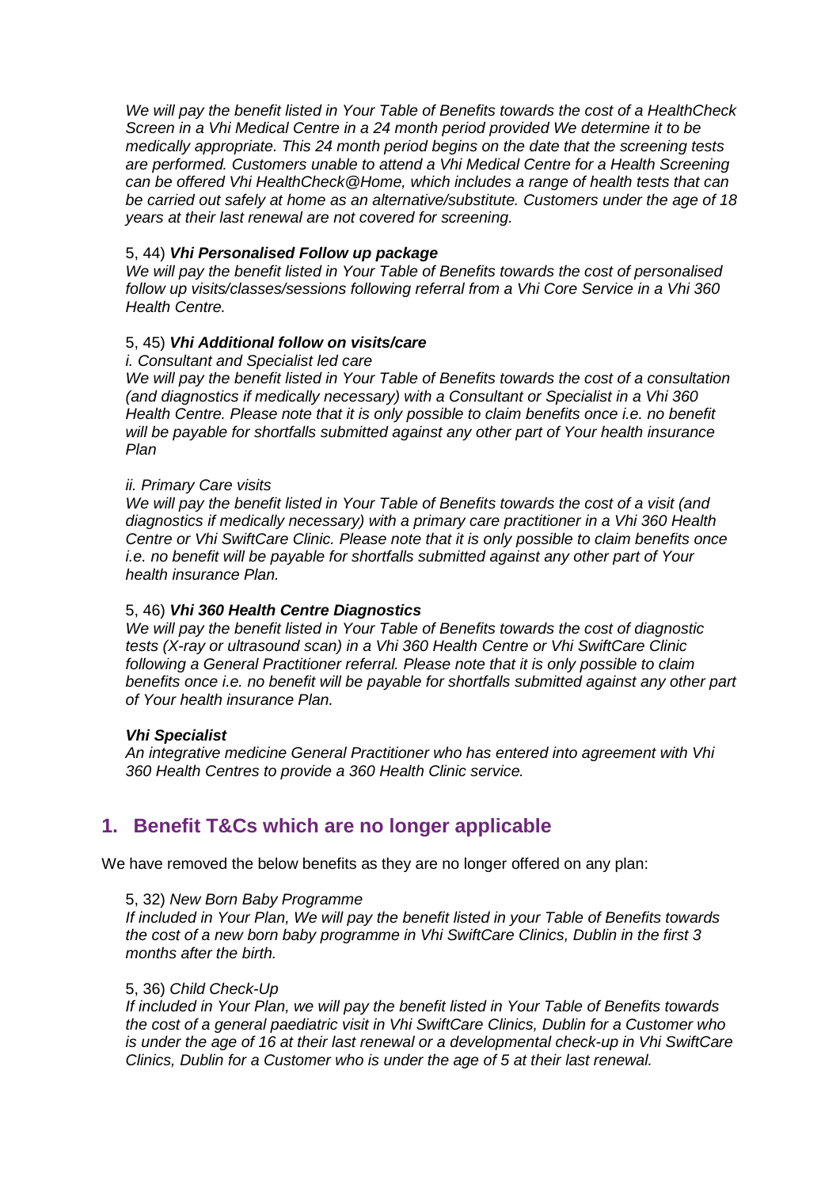*We will pay the benefit listed in Your Table of Benefits towards the cost of a HealthCheck Screen in a Vhi Medical Centre in a 24 month period provided We determine it to be medically appropriate. This 24 month period begins on the date that the screening tests are performed. Customers unable to attend a Vhi Medical Centre for a Health Screening can be offered Vhi HealthCheck@Home, which includes a range of health tests that can be carried out safely at home as an alternative/substitute. Customers under the age of 18 years at their last renewal are not covered for screening.*

5, 44) ***Vhi Personalised Follow up package***

*We will pay the benefit listed in Your Table of Benefits towards the cost of personalised follow up visits/classes/sessions following referral from a Vhi Core Service in a Vhi 360 Health Centre.*

5, 45) ***Vhi Additional follow on visits/care***

*i. Consultant and Specialist led care*

*We will pay the benefit listed in Your Table of Benefits towards the cost of a consultation (and diagnostics if medically necessary) with a Consultant or Specialist in a Vhi 360 Health Centre. Please note that it is only possible to claim benefits once i.e. no benefit will be payable for shortfalls submitted against any other part of Your health insurance Plan*

*ii. Primary Care visits*

*We will pay the benefit listed in Your Table of Benefits towards the cost of a visit (and diagnostics if medically necessary) with a primary care practitioner in a Vhi 360 Health Centre or Vhi SwiftCare Clinic. Please note that it is only possible to claim benefits once i.e. no benefit will be payable for shortfalls submitted against any other part of Your health insurance Plan.*

5, 46) ***Vhi 360 Health Centre Diagnostics***

*We will pay the benefit listed in Your Table of Benefits towards the cost of diagnostic tests (X-ray or ultrasound scan) in a Vhi 360 Health Centre or Vhi SwiftCare Clinic following a General Practitioner referral. Please note that it is only possible to claim benefits once i.e. no benefit will be payable for shortfalls submitted against any other part of Your health insurance Plan.*

***Vhi Specialist***

*An integrative medicine General Practitioner who has entered into agreement with Vhi 360 Health Centres to provide a 360 Health Clinic service.*

## 1. Benefit T&Cs which are no longer applicable

We have removed the below benefits as they are no longer offered on any plan:

5, 32) *New Born Baby Programme*

*If included in Your Plan, We will pay the benefit listed in your Table of Benefits towards the cost of a new born baby programme in Vhi SwiftCare Clinics, Dublin in the first 3 months after the birth.*

5, 36) *Child Check-Up*

*If included in Your Plan, we will pay the benefit listed in Your Table of Benefits towards the cost of a general paediatric visit in Vhi SwiftCare Clinics, Dublin for a Customer who is under the age of 16 at their last renewal or a developmental check-up in Vhi SwiftCare Clinics, Dublin for a Customer who is under the age of 5 at their last renewal.*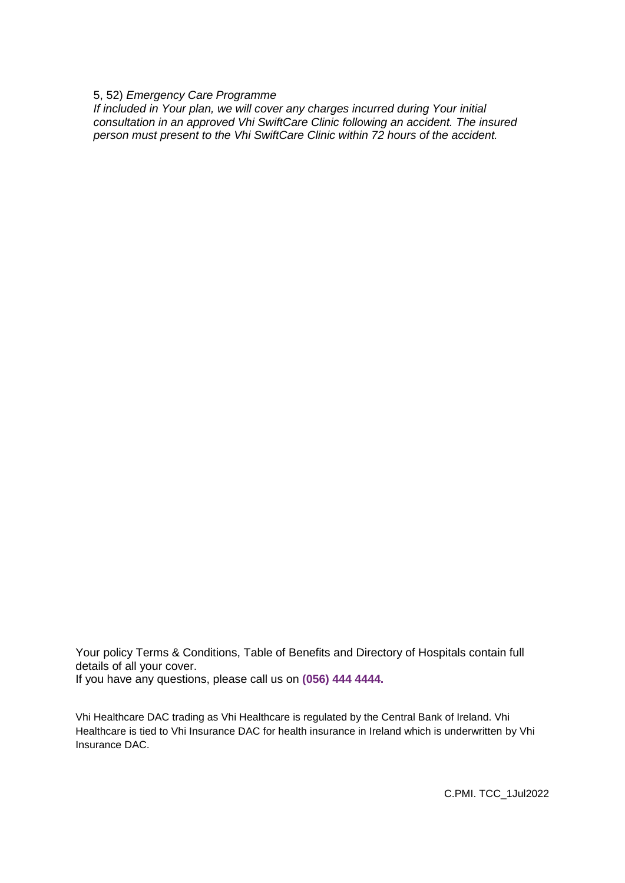5, 52) *Emergency Care Programme*
*If included in Your plan, we will cover any charges incurred during Your initial consultation in an approved Vhi SwiftCare Clinic following an accident. The insured person must present to the Vhi SwiftCare Clinic within 72 hours of the accident.*

Your policy Terms & Conditions, Table of Benefits and Directory of Hospitals contain full details of all your cover.
If you have any questions, please call us on **(056) 444 4444.**

Vhi Healthcare DAC trading as Vhi Healthcare is regulated by the Central Bank of Ireland. Vhi Healthcare is tied to Vhi Insurance DAC for health insurance in Ireland which is underwritten by Vhi Insurance DAC.

C.PMI. TCC_1Jul2022